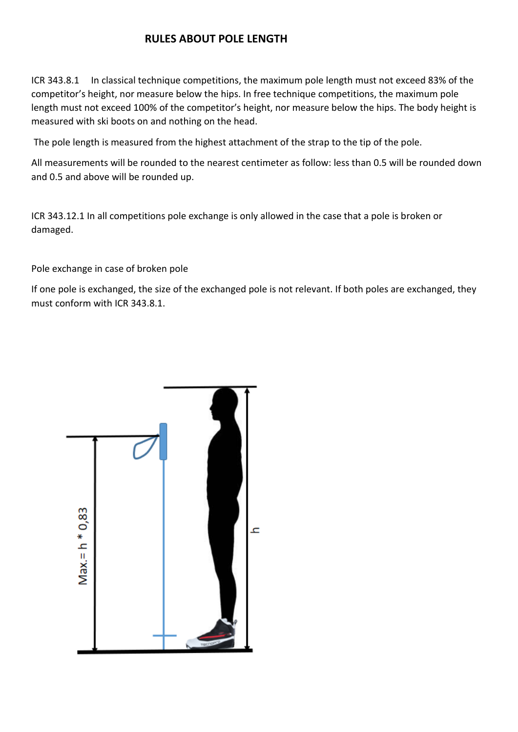# RULES ABOUT POLE LENGTH

ICR 343.8.1 In classical technique competitions, the maximum pole length must not exceed 83% of the competitor's height, nor measure below the hips. In free technique competitions, the maximum pole length must not exceed 100% of the competitor's height, nor measure below the hips. The body height is measured with ski boots on and nothing on the head.

The pole length is measured from the highest attachment of the strap to the tip of the pole.

All measurements will be rounded to the nearest centimeter as follow: less than 0.5 will be rounded down and 0.5 and above will be rounded up.

ICR 343.12.1 In all competitions pole exchange is only allowed in the case that a pole is broken or damaged.

Pole exchange in case of broken pole

If one pole is exchanged, the size of the exchanged pole is not relevant. If both poles are exchanged, they must conform with ICR 343.8.1.

Max.= h * 0,83

h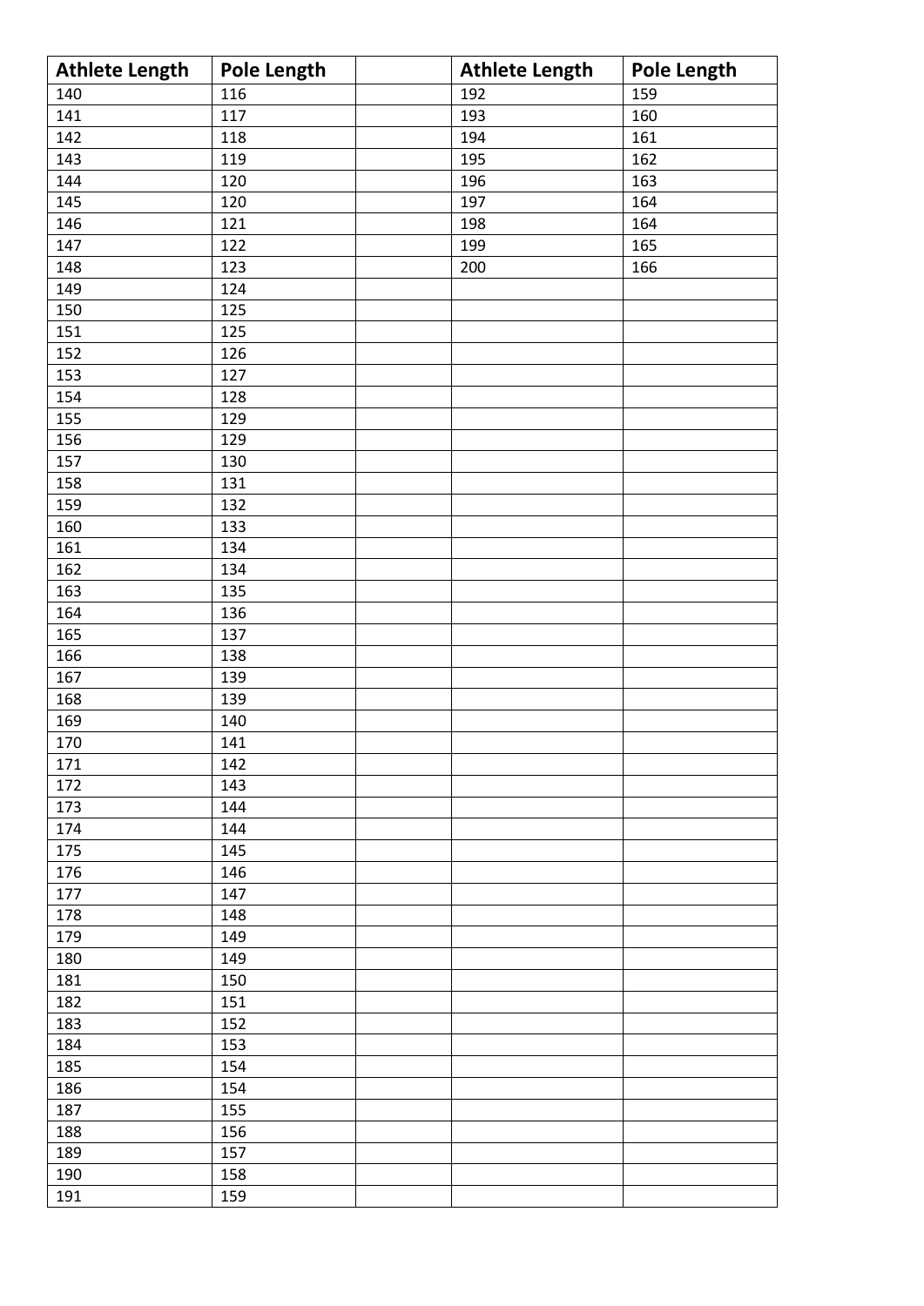| Athlete Length | Pole Length | | Athlete Length | Pole Length |
|---|---|---|---|---|
| 140 | 116 | | 192 | 159 |
| 141 | 117 | | 193 | 160 |
| 142 | 118 | | 194 | 161 |
| 143 | 119 | | 195 | 162 |
| 144 | 120 | | 196 | 163 |
| 145 | 120 | | 197 | 164 |
| 146 | 121 | | 198 | 164 |
| 147 | 122 | | 199 | 165 |
| 148 | 123 | | 200 | 166 |
| 149 | 124 | | | |
| 150 | 125 | | | |
| 151 | 125 | | | |
| 152 | 126 | | | |
| 153 | 127 | | | |
| 154 | 128 | | | |
| 155 | 129 | | | |
| 156 | 129 | | | |
| 157 | 130 | | | |
| 158 | 131 | | | |
| 159 | 132 | | | |
| 160 | 133 | | | |
| 161 | 134 | | | |
| 162 | 134 | | | |
| 163 | 135 | | | |
| 164 | 136 | | | |
| 165 | 137 | | | |
| 166 | 138 | | | |
| 167 | 139 | | | |
| 168 | 139 | | | |
| 169 | 140 | | | |
| 170 | 141 | | | |
| 171 | 142 | | | |
| 172 | 143 | | | |
| 173 | 144 | | | |
| 174 | 144 | | | |
| 175 | 145 | | | |
| 176 | 146 | | | |
| 177 | 147 | | | |
| 178 | 148 | | | |
| 179 | 149 | | | |
| 180 | 149 | | | |
| 181 | 150 | | | |
| 182 | 151 | | | |
| 183 | 152 | | | |
| 184 | 153 | | | |
| 185 | 154 | | | |
| 186 | 154 | | | |
| 187 | 155 | | | |
| 188 | 156 | | | |
| 189 | 157 | | | |
| 190 | 158 | | | |
| 191 | 159 | | | |